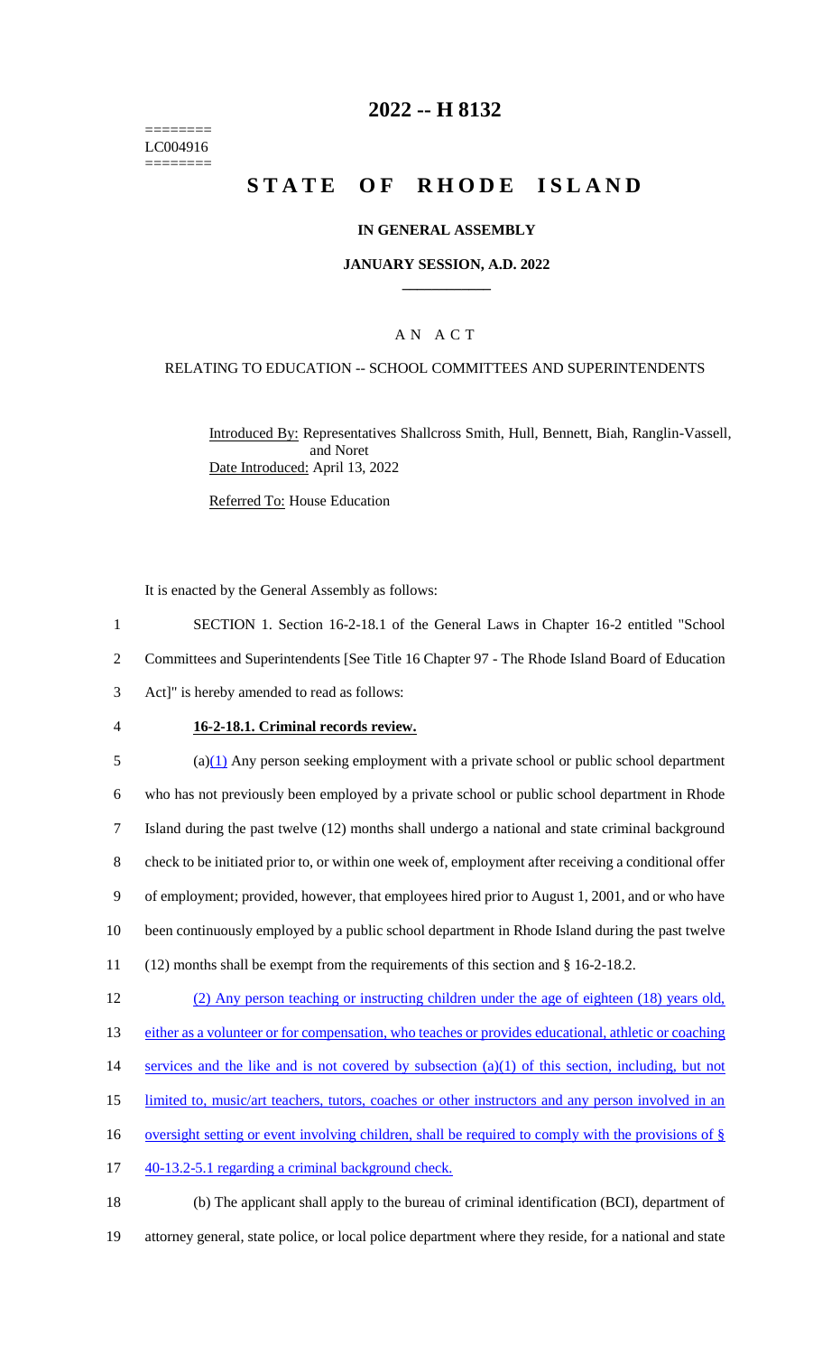========
LC004916
========

# 2022 -- H 8132

# STATE OF RHODE ISLAND

## IN GENERAL ASSEMBLY

### JANUARY SESSION, A.D. 2022

____________

A N A C T

RELATING TO EDUCATION -- SCHOOL COMMITTEES AND SUPERINTENDENTS

Introduced By: Representatives Shallcross Smith, Hull, Bennett, Biah, Ranglin-Vassell, and Noret

Date Introduced: April 13, 2022

Referred To: House Education

It is enacted by the General Assembly as follows:

1 SECTION 1. Section 16-2-18.1 of the General Laws in Chapter 16-2 entitled "School
2 Committees and Superintendents [See Title 16 Chapter 97 - The Rhode Island Board of Education
3 Act]" is hereby amended to read as follows:

4 **16-2-18.1. Criminal records review.**

5 (a)(1) Any person seeking employment with a private school or public school department
6 who has not previously been employed by a private school or public school department in Rhode
7 Island during the past twelve (12) months shall undergo a national and state criminal background
8 check to be initiated prior to, or within one week of, employment after receiving a conditional offer
9 of employment; provided, however, that employees hired prior to August 1, 2001, and or who have
10 been continuously employed by a public school department in Rhode Island during the past twelve
11 (12) months shall be exempt from the requirements of this section and § 16-2-18.2.

12 (2) Any person teaching or instructing children under the age of eighteen (18) years old,
13 either as a volunteer or for compensation, who teaches or provides educational, athletic or coaching
14 services and the like and is not covered by subsection (a)(1) of this section, including, but not
15 limited to, music/art teachers, tutors, coaches or other instructors and any person involved in an
16 oversight setting or event involving children, shall be required to comply with the provisions of §
17 40-13.2-5.1 regarding a criminal background check.

18 (b) The applicant shall apply to the bureau of criminal identification (BCI), department of
19 attorney general, state police, or local police department where they reside, for a national and state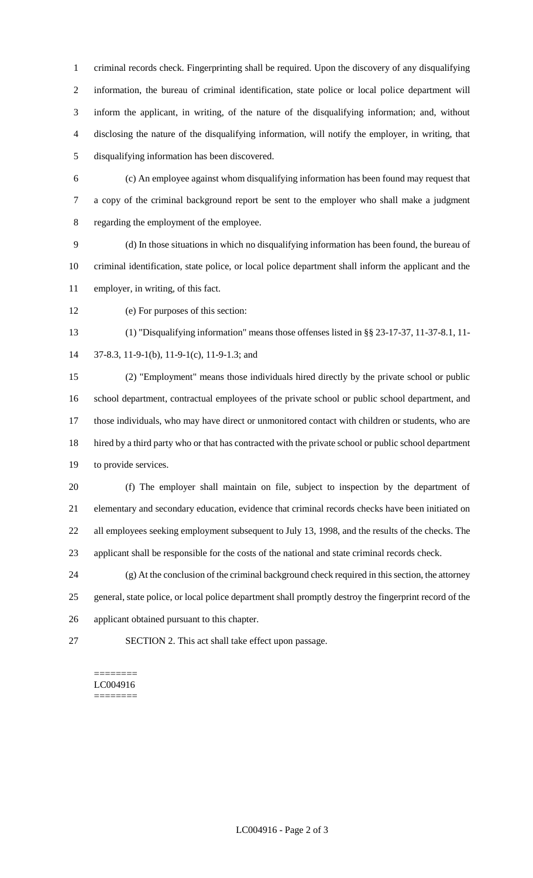criminal records check. Fingerprinting shall be required. Upon the discovery of any disqualifying information, the bureau of criminal identification, state police or local police department will inform the applicant, in writing, of the nature of the disqualifying information; and, without disclosing the nature of the disqualifying information, will notify the employer, in writing, that disqualifying information has been discovered.

(c) An employee against whom disqualifying information has been found may request that a copy of the criminal background report be sent to the employer who shall make a judgment regarding the employment of the employee.

(d) In those situations in which no disqualifying information has been found, the bureau of criminal identification, state police, or local police department shall inform the applicant and the employer, in writing, of this fact.

(e) For purposes of this section:

(1) "Disqualifying information" means those offenses listed in §§ 23-17-37, 11-37-8.1, 11-37-8.3, 11-9-1(b), 11-9-1(c), 11-9-1.3; and

(2) "Employment" means those individuals hired directly by the private school or public school department, contractual employees of the private school or public school department, and those individuals, who may have direct or unmonitored contact with children or students, who are hired by a third party who or that has contracted with the private school or public school department to provide services.

(f) The employer shall maintain on file, subject to inspection by the department of elementary and secondary education, evidence that criminal records checks have been initiated on all employees seeking employment subsequent to July 13, 1998, and the results of the checks. The applicant shall be responsible for the costs of the national and state criminal records check.

(g) At the conclusion of the criminal background check required in this section, the attorney general, state police, or local police department shall promptly destroy the fingerprint record of the applicant obtained pursuant to this chapter.

SECTION 2. This act shall take effect upon passage.

========
LC004916
========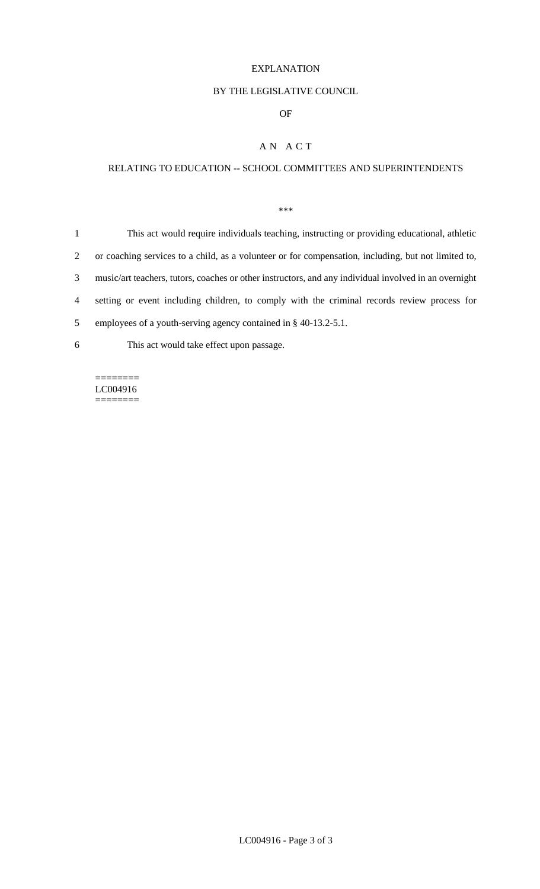EXPLANATION

BY THE LEGISLATIVE COUNCIL

OF

A N A C T

RELATING TO EDUCATION -- SCHOOL COMMITTEES AND SUPERINTENDENTS

\*\*\*

This act would require individuals teaching, instructing or providing educational, athletic or coaching services to a child, as a volunteer or for compensation, including, but not limited to, music/art teachers, tutors, coaches or other instructors, and any individual involved in an overnight setting or event including children, to comply with the criminal records review process for employees of a youth-serving agency contained in § 40-13.2-5.1.

This act would take effect upon passage.

========
LC004916
========